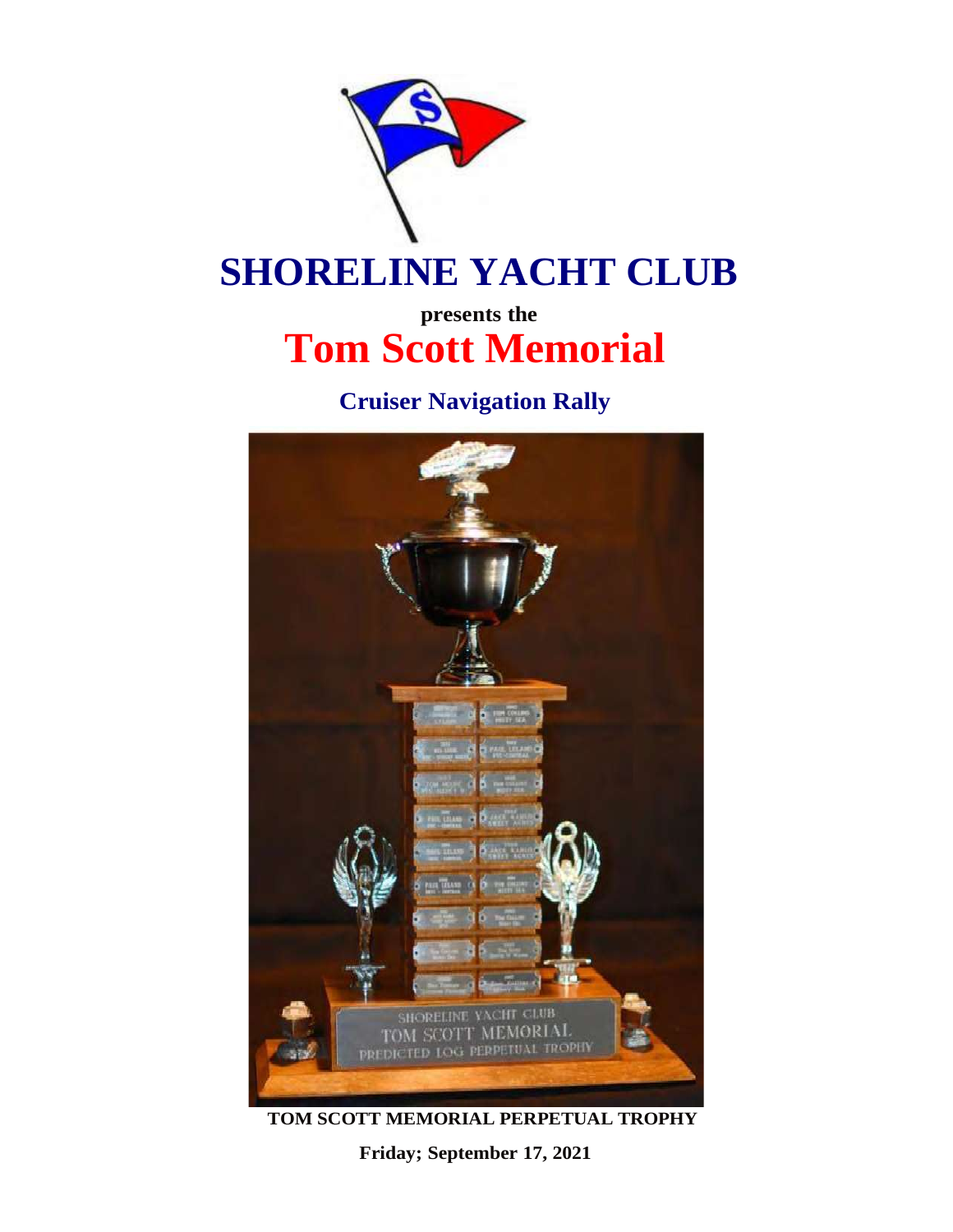# SHORELINE YACHT CLUB

**presents the**

# Tom Scott Memorial

## Cruiser Navigation Rally

**TOM SCOTT MEMORIAL PERPETUAL TROPHY**

**Friday; September 17, 2021**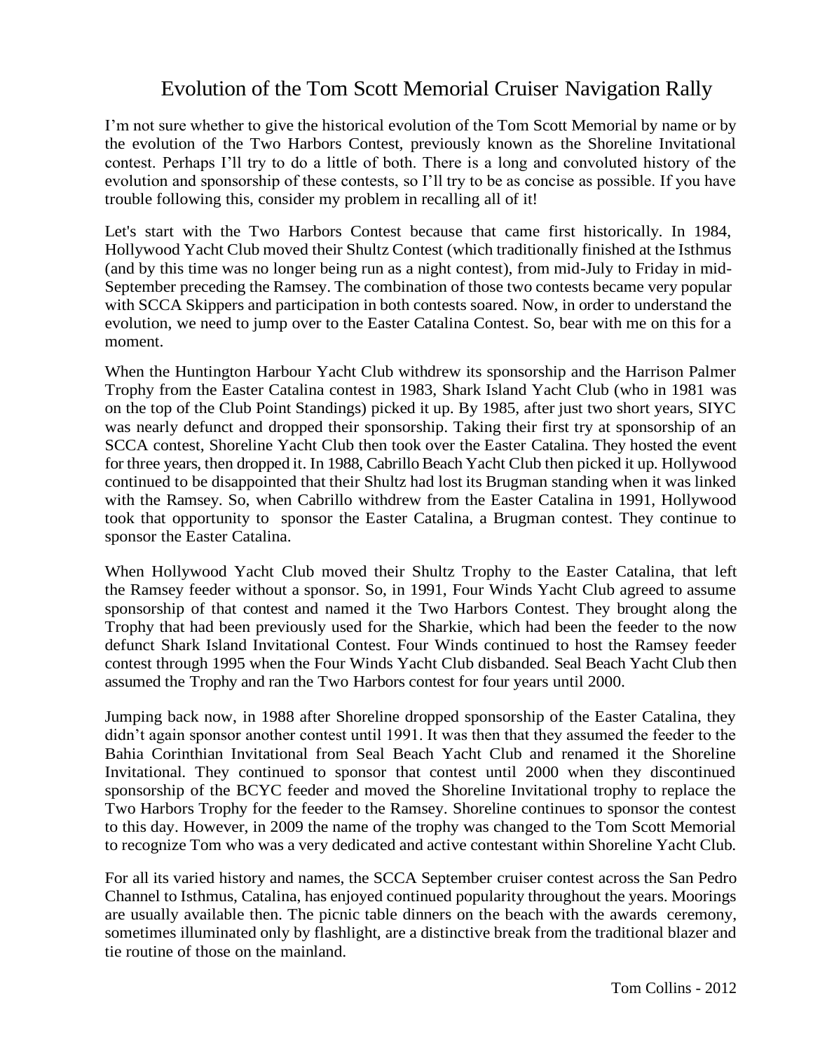# Evolution of the Tom Scott Memorial Cruiser Navigation Rally

I'm not sure whether to give the historical evolution of the Tom Scott Memorial by name or by the evolution of the Two Harbors Contest, previously known as the Shoreline Invitational contest. Perhaps I'll try to do a little of both. There is a long and convoluted history of the evolution and sponsorship of these contests, so I'll try to be as concise as possible. If you have trouble following this, consider my problem in recalling all of it!

Let's start with the Two Harbors Contest because that came first historically. In 1984, Hollywood Yacht Club moved their Shultz Contest (which traditionally finished at the Isthmus (and by this time was no longer being run as a night contest), from mid-July to Friday in mid-September preceding the Ramsey. The combination of those two contests became very popular with SCCA Skippers and participation in both contests soared. Now, in order to understand the evolution, we need to jump over to the Easter Catalina Contest. So, bear with me on this for a moment.

When the Huntington Harbour Yacht Club withdrew its sponsorship and the Harrison Palmer Trophy from the Easter Catalina contest in 1983, Shark Island Yacht Club (who in 1981 was on the top of the Club Point Standings) picked it up. By 1985, after just two short years, SIYC was nearly defunct and dropped their sponsorship. Taking their first try at sponsorship of an SCCA contest, Shoreline Yacht Club then took over the Easter Catalina. They hosted the event for three years, then dropped it. In 1988, Cabrillo Beach Yacht Club then picked it up. Hollywood continued to be disappointed that their Shultz had lost its Brugman standing when it was linked with the Ramsey. So, when Cabrillo withdrew from the Easter Catalina in 1991, Hollywood took that opportunity to sponsor the Easter Catalina, a Brugman contest. They continue to sponsor the Easter Catalina.

When Hollywood Yacht Club moved their Shultz Trophy to the Easter Catalina, that left the Ramsey feeder without a sponsor. So, in 1991, Four Winds Yacht Club agreed to assume sponsorship of that contest and named it the Two Harbors Contest. They brought along the Trophy that had been previously used for the Sharkie, which had been the feeder to the now defunct Shark Island Invitational Contest. Four Winds continued to host the Ramsey feeder contest through 1995 when the Four Winds Yacht Club disbanded. Seal Beach Yacht Club then assumed the Trophy and ran the Two Harbors contest for four years until 2000.

Jumping back now, in 1988 after Shoreline dropped sponsorship of the Easter Catalina, they didn't again sponsor another contest until 1991. It was then that they assumed the feeder to the Bahia Corinthian Invitational from Seal Beach Yacht Club and renamed it the Shoreline Invitational. They continued to sponsor that contest until 2000 when they discontinued sponsorship of the BCYC feeder and moved the Shoreline Invitational trophy to replace the Two Harbors Trophy for the feeder to the Ramsey. Shoreline continues to sponsor the contest to this day. However, in 2009 the name of the trophy was changed to the Tom Scott Memorial to recognize Tom who was a very dedicated and active contestant within Shoreline Yacht Club.

For all its varied history and names, the SCCA September cruiser contest across the San Pedro Channel to Isthmus, Catalina, has enjoyed continued popularity throughout the years. Moorings are usually available then. The picnic table dinners on the beach with the awards ceremony, sometimes illuminated only by flashlight, are a distinctive break from the traditional blazer and tie routine of those on the mainland.

Tom Collins - 2012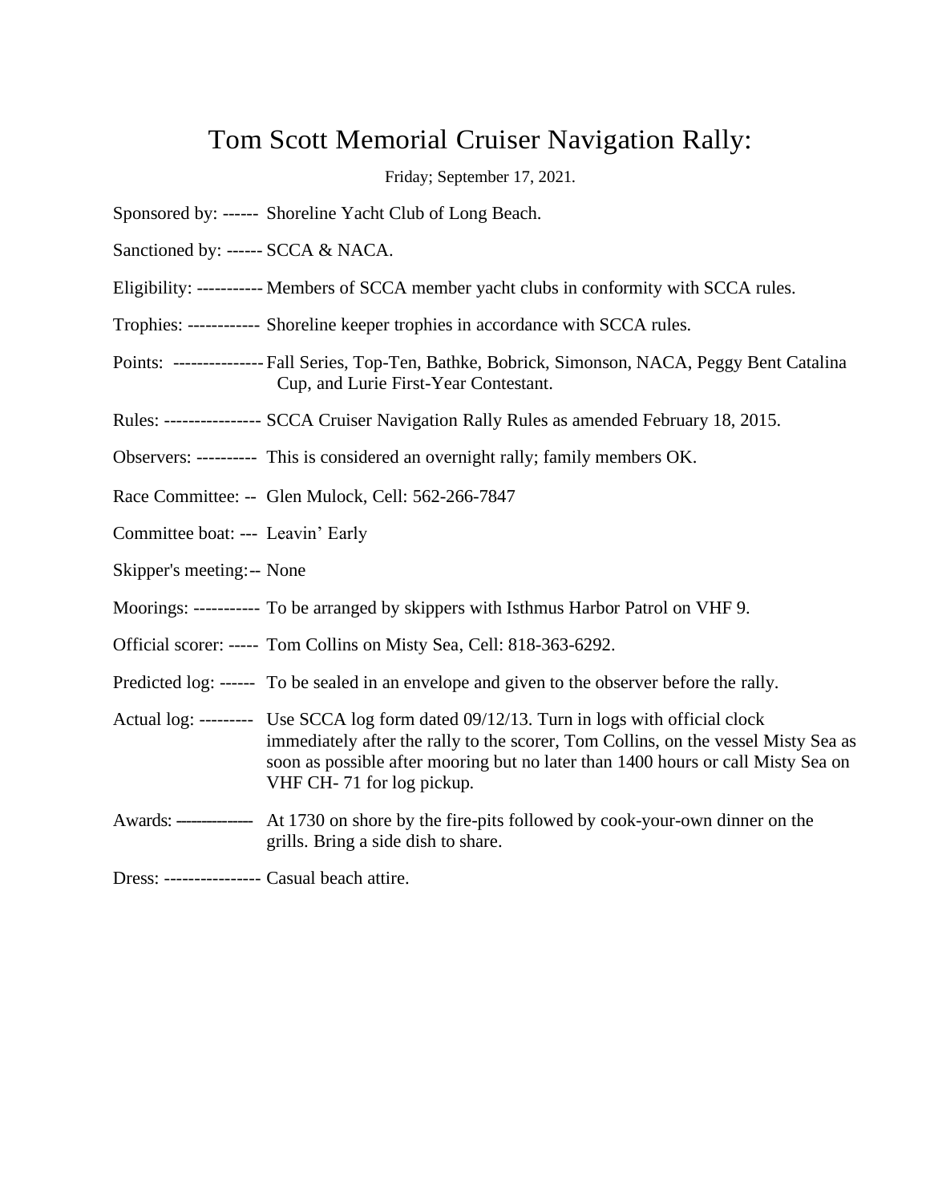# Tom Scott Memorial Cruiser Navigation Rally:

Friday; September 17, 2021.

Sponsored by: ------ Shoreline Yacht Club of Long Beach.

Sanctioned by: ------ SCCA & NACA.

Eligibility: ----------- Members of SCCA member yacht clubs in conformity with SCCA rules.

Trophies: ------------ Shoreline keeper trophies in accordance with SCCA rules.

Points: --------------- Fall Series, Top-Ten, Bathke, Bobrick, Simonson, NACA, Peggy Bent Catalina Cup, and Lurie First-Year Contestant.

Rules: ---------------- SCCA Cruiser Navigation Rally Rules as amended February 18, 2015.

Observers: ---------- This is considered an overnight rally; family members OK.

Race Committee: -- Glen Mulock, Cell: 562-266-7847

Committee boat: --- Leavin' Early

Skipper's meeting:-- None

Moorings: ----------- To be arranged by skippers with Isthmus Harbor Patrol on VHF 9.

Official scorer: ----- Tom Collins on Misty Sea, Cell: 818-363-6292.

Predicted log: ------ To be sealed in an envelope and given to the observer before the rally.

Actual log: --------- Use SCCA log form dated 09/12/13. Turn in logs with official clock immediately after the rally to the scorer, Tom Collins, on the vessel Misty Sea as soon as possible after mooring but no later than 1400 hours or call Misty Sea on VHF CH- 71 for log pickup.

Awards: ------------- At 1730 on shore by the fire-pits followed by cook-your-own dinner on the grills. Bring a side dish to share.

Dress: ---------------- Casual beach attire.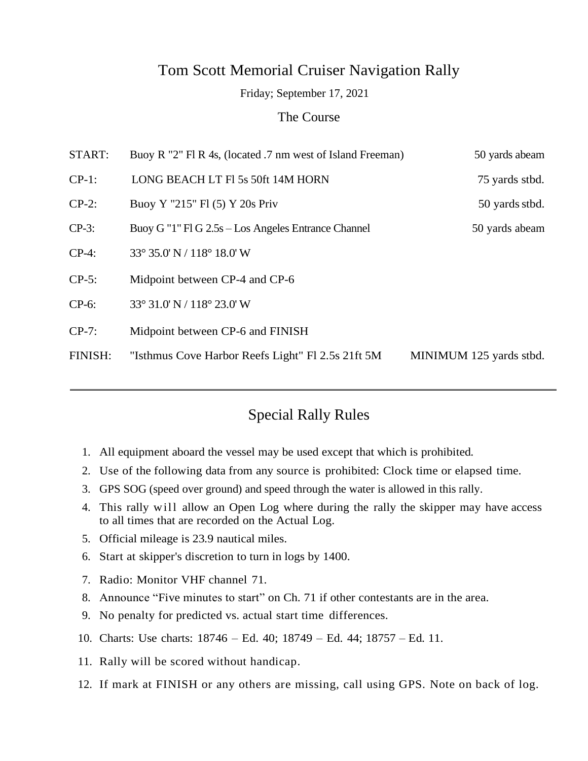# Tom Scott Memorial Cruiser Navigation Rally

Friday; September 17, 2021

## The Course

| | | |
|---|---|---|
| START: | Buoy R "2" Fl R 4s, (located .7 nm west of Island Freeman) | 50 yards abeam |
| CP-1: | LONG BEACH LT Fl 5s 50ft 14M HORN | 75 yards stbd. |
| CP-2: | Buoy Y "215" Fl (5) Y 20s Priv | 50 yards stbd. |
| CP-3: | Buoy G "1" Fl G 2.5s – Los Angeles Entrance Channel | 50 yards abeam |
| CP-4: | 33° 35.0' N / 118° 18.0' W | |
| CP-5: | Midpoint between CP-4 and CP-6 | |
| CP-6: | 33° 31.0' N / 118° 23.0' W | |
| CP-7: | Midpoint between CP-6 and FINISH | |
| FINISH: | "Isthmus Cove Harbor Reefs Light" Fl 2.5s 21ft 5M | MINIMUM 125 yards stbd. |

---

## Special Rally Rules

1. All equipment aboard the vessel may be used except that which is prohibited.
2. Use of the following data from any source is prohibited: Clock time or elapsed time.
3. GPS SOG (speed over ground) and speed through the water is allowed in this rally.
4. This rally will allow an Open Log where during the rally the skipper may have access to all times that are recorded on the Actual Log.
5. Official mileage is 23.9 nautical miles.
6. Start at skipper's discretion to turn in logs by 1400.
7. Radio: Monitor VHF channel 71.
8. Announce "Five minutes to start" on Ch. 71 if other contestants are in the area.
9. No penalty for predicted vs. actual start time differences.
10. Charts: Use charts: 18746 – Ed. 40; 18749 – Ed. 44; 18757 – Ed. 11.
11. Rally will be scored without handicap.
12. If mark at FINISH or any others are missing, call using GPS. Note on back of log.